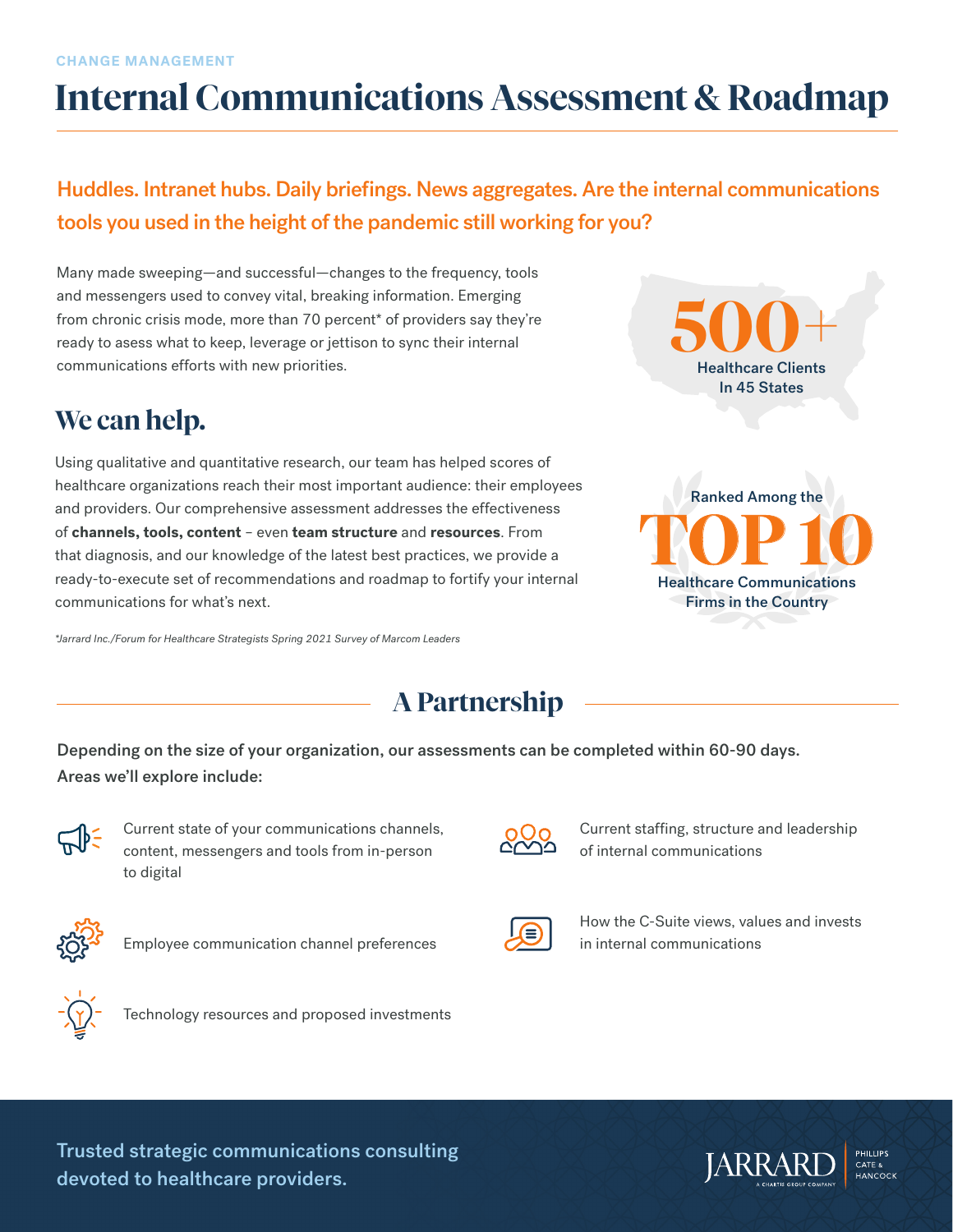CHANGE MANAGEMENT

# Internal Communications Assessment & Roadmap

## Huddles. Intranet hubs. Daily briefings. News aggregates. Are the internal communications tools you used in the height of the pandemic still working for you?

Many made sweeping—and successful—changes to the frequency, tools and messengers used to convey vital, breaking information. Emerging from chronic crisis mode, more than 70 percent* of providers say they're ready to asess what to keep, leverage or jettison to sync their internal communications efforts with new priorities.

**500+** Healthcare Clients In 45 States

## We can help.

Using qualitative and quantitative research, our team has helped scores of healthcare organizations reach their most important audience: their employees and providers. Our comprehensive assessment addresses the effectiveness of **channels, tools, content** – even **team structure** and **resources**. From that diagnosis, and our knowledge of the latest best practices, we provide a ready-to-execute set of recommendations and roadmap to fortify your internal communications for what's next.

Ranked Among the **TOP 10** Healthcare Communications Firms in the Country

*\*Jarrard Inc./Forum for Healthcare Strategists Spring 2021 Survey of Marcom Leaders*

## A Partnership

Depending on the size of your organization, our assessments can be completed within 60-90 days. Areas we'll explore include:

- Current state of your communications channels, content, messengers and tools from in-person to digital
- Employee communication channel preferences
- Technology resources and proposed investments
- Current staffing, structure and leadership of internal communications
- How the C-Suite views, values and invests in internal communications

Trusted strategic communications consulting devoted to healthcare providers.

JARRARD | PHILLIPS CATE & HANCOCK
A CHARTIS GROUP COMPANY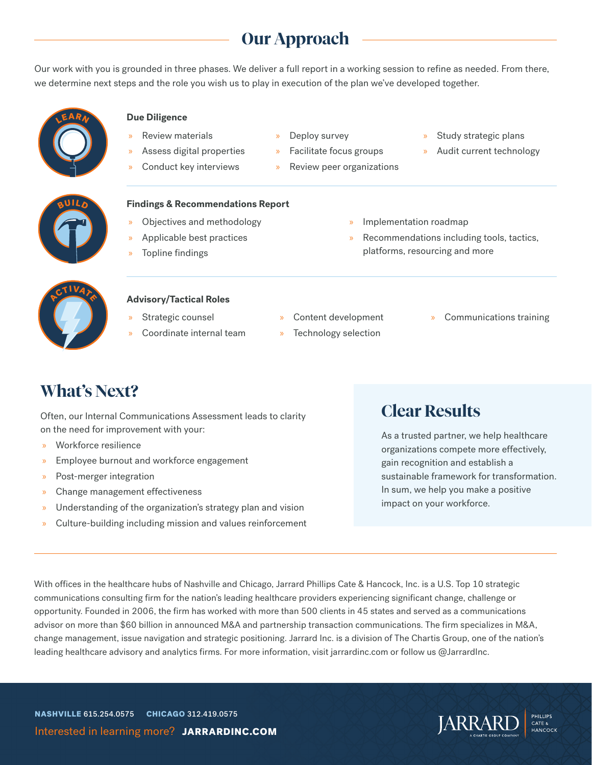## Our Approach

Our work with you is grounded in three phases. We deliver a full report in a working session to refine as needed. From there, we determine next steps and the role you wish us to play in execution of the plan we've developed together.

LEARN

**Due Diligence**

- Review materials
- Assess digital properties
- Conduct key interviews
- Deploy survey
- Facilitate focus groups
- Review peer organizations
- Study strategic plans
- Audit current technology

BUILD

**Findings & Recommendations Report**

- Objectives and methodology
- Applicable best practices
- Topline findings
- Implementation roadmap
- Recommendations including tools, tactics, platforms, resourcing and more

ACTIVATE

**Advisory/Tactical Roles**

- Strategic counsel
- Coordinate internal team
- Content development
- Technology selection
- Communications training

## What's Next?

Often, our Internal Communications Assessment leads to clarity on the need for improvement with your:

- Workforce resilience
- Employee burnout and workforce engagement
- Post-merger integration
- Change management effectiveness
- Understanding of the organization's strategy plan and vision
- Culture-building including mission and values reinforcement

## Clear Results

As a trusted partner, we help healthcare organizations compete more effectively, gain recognition and establish a sustainable framework for transformation. In sum, we help you make a positive impact on your workforce.

---

With offices in the healthcare hubs of Nashville and Chicago, Jarrard Phillips Cate & Hancock, Inc. is a U.S. Top 10 strategic communications consulting firm for the nation's leading healthcare providers experiencing significant change, challenge or opportunity. Founded in 2006, the firm has worked with more than 500 clients in 45 states and served as a communications advisor on more than $60 billion in announced M&A and partnership transaction communications. The firm specializes in M&A, change management, issue navigation and strategic positioning. Jarrard Inc. is a division of The Chartis Group, one of the nation's leading healthcare advisory and analytics firms. For more information, visit jarrardinc.com or follow us @JarrardInc.

**NASHVILLE** 615.254.0575 **CHICAGO** 312.419.0575

Interested in learning more? **JARRARDINC.COM**

JARRARD PHILLIPS CATE & HANCOCK
A CHARTIS GROUP COMPANY